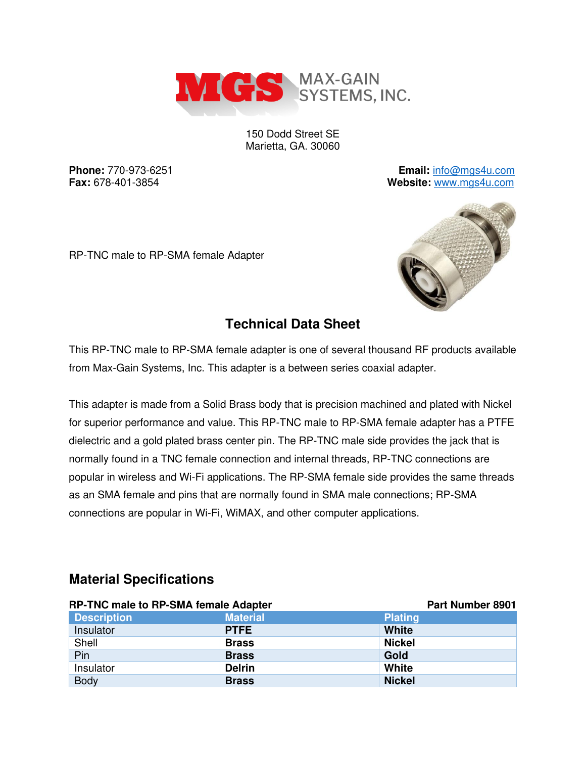MAX-GAIN SYSTEMS, INC.

150 Dodd Street SE
Marietta, GA. 30060

**Phone:** 770-973-6251
**Fax:** 678-401-3854

**Email:** info@mgs4u.com
**Website:** www.mgs4u.com

RP-TNC male to RP-SMA female Adapter

## Technical Data Sheet

This RP-TNC male to RP-SMA female adapter is one of several thousand RF products available from Max-Gain Systems, Inc. This adapter is a between series coaxial adapter.

This adapter is made from a Solid Brass body that is precision machined and plated with Nickel for superior performance and value. This RP-TNC male to RP-SMA female adapter has a PTFE dielectric and a gold plated brass center pin. The RP-TNC male side provides the jack that is normally found in a TNC female connection and internal threads, RP-TNC connections are popular in wireless and Wi-Fi applications. The RP-SMA female side provides the same threads as an SMA female and pins that are normally found in SMA male connections; RP-SMA connections are popular in Wi-Fi, WiMAX, and other computer applications.

## Material Specifications

**RP-TNC male to RP-SMA female Adapter** — **Part Number 8901**

| Description | Material | Plating |
|---|---|---|
| Insulator | **PTFE** | **White** |
| Shell | **Brass** | **Nickel** |
| Pin | **Brass** | **Gold** |
| Insulator | **Delrin** | **White** |
| Body | **Brass** | **Nickel** |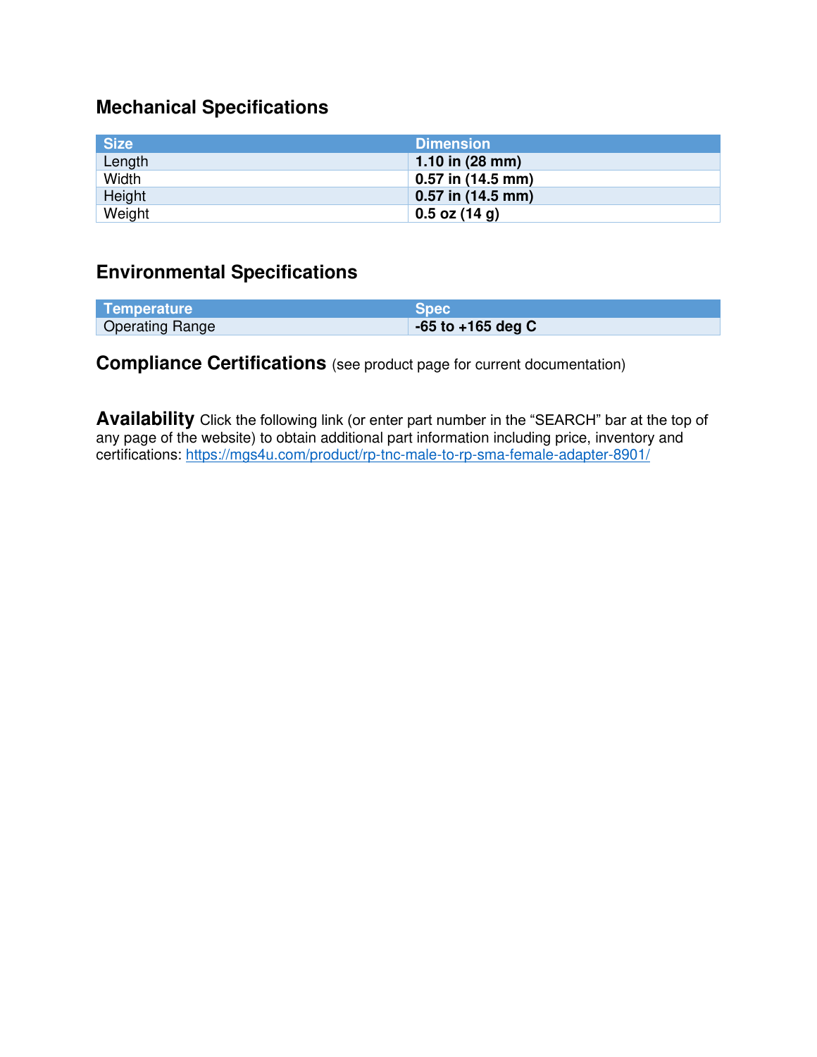## Mechanical Specifications

| Size | Dimension |
|---|---|
| Length | **1.10 in (28 mm)** |
| Width | **0.57 in (14.5 mm)** |
| Height | **0.57 in (14.5 mm)** |
| Weight | **0.5 oz (14 g)** |

## Environmental Specifications

| Temperature | Spec |
|---|---|
| Operating Range | **-65 to +165 deg C** |

## Compliance Certifications (see product page for current documentation)

**Availability** Click the following link (or enter part number in the "SEARCH" bar at the top of any page of the website) to obtain additional part information including price, inventory and certifications: https://mgs4u.com/product/rp-tnc-male-to-rp-sma-female-adapter-8901/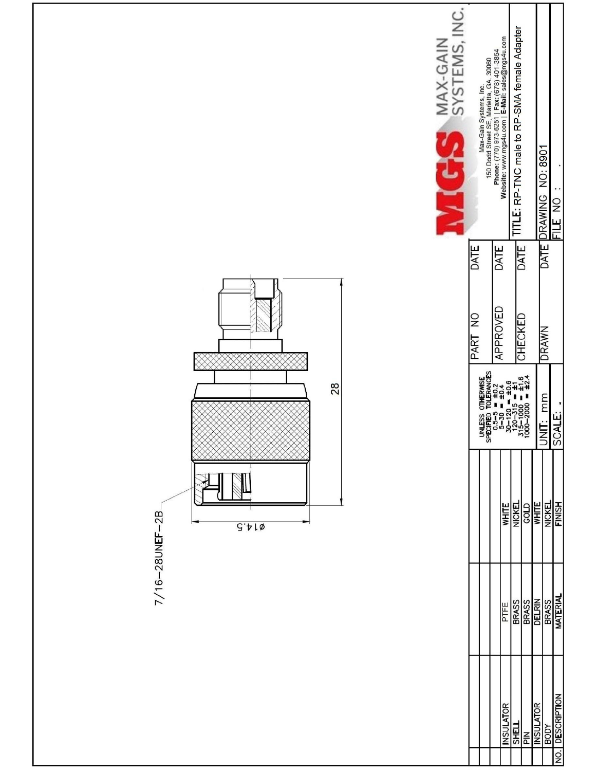7/16-28UNEF-2B

ø14.5

28

| NO. | DESCRIPTION | MATERIAL | FINISH |
|---|---|---|---|
| | BODY | BRASS | NICKEL |
| | INSULATOR | DELRIN | WHITE |
| | PIN | BRASS | GOLD |
| | SHELL | BRASS | NICKEL |
| | INSULATOR | PTFE | WHITE |

UNLESS OTHERWISE SPECIFIED TOLERANCES
0.5~5 = ±0.2
5~30 = ±0.4
30~120 = ±0.6
120~315 = ±1
315~1000 = ±1.6
1000~2000 = ±2.4

UNIT: mm

SCALE: .

| | |
|---|---|
| PART NO | DATE |
| APPROVED | DATE |
| CHECKED | DATE |
| DRAWN | DATE |

**MGS** MAX-GAIN SYSTEMS, INC.

Max-Gain Systems, Inc.
150 Dodd Street SE, Marietta, GA 30060
**Phone:** (770) 973-6251 | **Fax:** (678) 401-3854
**Website:** www.mgs4u.com | **E-Mail:** sales@mgs4u.com

**TITLE:** RP-TNC male to RP-SMA female Adapter

DRAWING NO: 8901

FILE NO : .